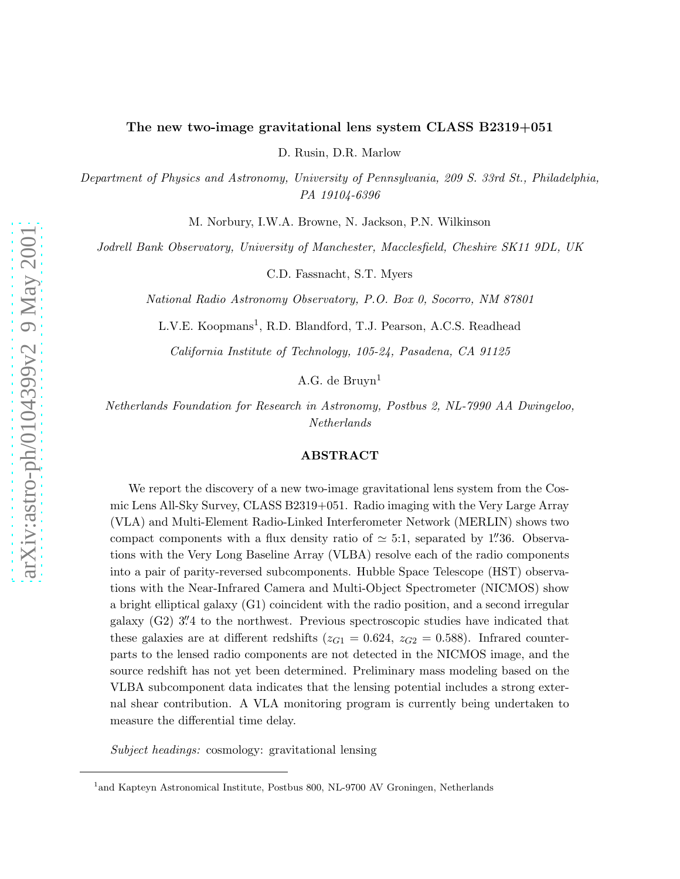# The new two-image gravitational lens system CLASS B2319+051

D. Rusin, D.R. Marlow

*Department of Physics and Astronomy, University of Pennsylvania, 209 S. 33rd St., Philadelphia, PA 19104-6396*

M. Norbury, I.W.A. Browne, N. Jackson, P.N. Wilkinson

*Jodrell Bank Observatory, University of Manchester, Macclesfield, Cheshire SK11 9DL, UK*

C.D. Fassnacht, S.T. Myers

*National Radio Astronomy Observatory, P.O. Box 0, Socorro, NM 87801*

L.V.E. Koopmans[1], R.D. Blandford, T.J. Pearson, A.C.S. Readhead

*California Institute of Technology, 105-24, Pasadena, CA 91125*

A.G. de Bruyn[1]

*Netherlands Foundation for Research in Astronomy, Postbus 2, NL-7990 AA Dwingeloo, Netherlands*

## ABSTRACT

We report the discovery of a new two-image gravitational lens system from the Cosmic Lens All-Sky Survey, CLASS B2319+051. Radio imaging with the Very Large Array (VLA) and Multi-Element Radio-Linked Interferometer Network (MERLIN) shows two compact components with a flux density ratio of $\simeq$ 5:1, separated by $1\farcs36$. Observations with the Very Long Baseline Array (VLBA) resolve each of the radio components into a pair of parity-reversed subcomponents. Hubble Space Telescope (HST) observations with the Near-Infrared Camera and Multi-Object Spectrometer (NICMOS) show a bright elliptical galaxy (G1) coincident with the radio position, and a second irregular galaxy (G2) $3\farcs4$ to the northwest. Previous spectroscopic studies have indicated that these galaxies are at different redshifts ($z_{G1} = 0.624$, $z_{G2} = 0.588$). Infrared counterparts to the lensed radio components are not detected in the NICMOS image, and the source redshift has not yet been determined. Preliminary mass modeling based on the VLBA subcomponent data indicates that the lensing potential includes a strong external shear contribution. A VLA monitoring program is currently being undertaken to measure the differential time delay.

*Subject headings:* cosmology: gravitational lensing

[1] and Kapteyn Astronomical Institute, Postbus 800, NL-9700 AV Groningen, Netherlands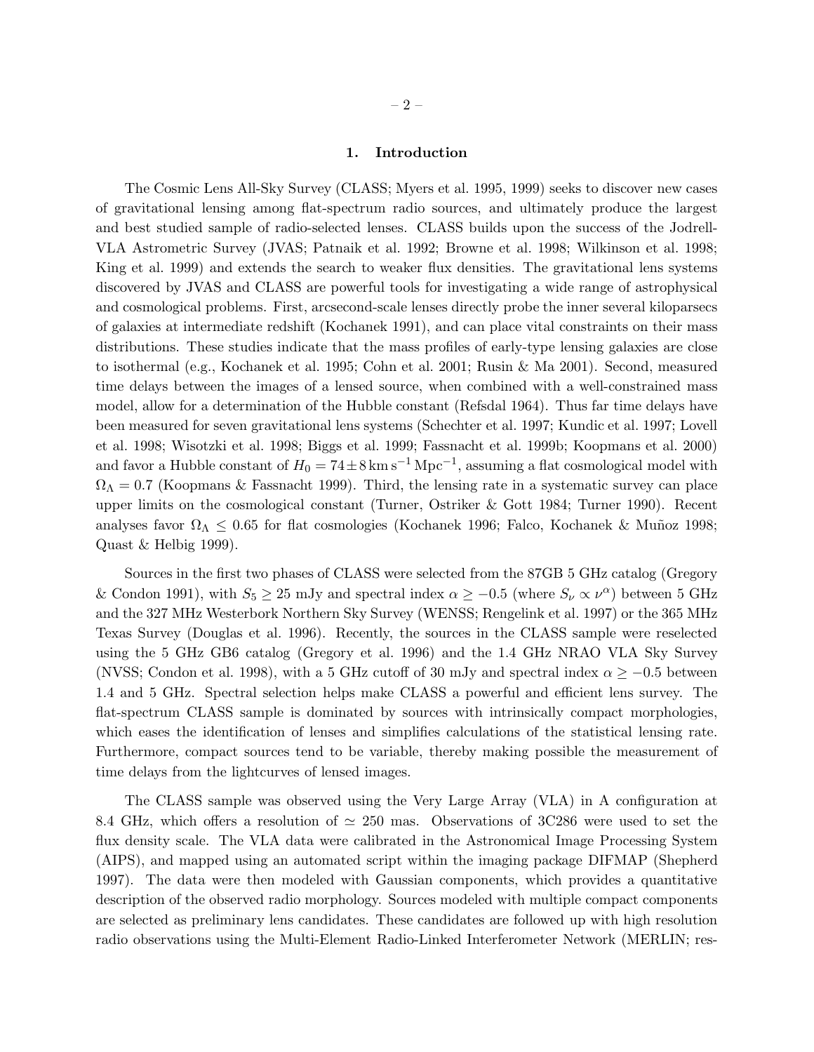## 1. Introduction

The Cosmic Lens All-Sky Survey (CLASS; Myers et al. 1995, 1999) seeks to discover new cases of gravitational lensing among flat-spectrum radio sources, and ultimately produce the largest and best studied sample of radio-selected lenses. CLASS builds upon the success of the Jodrell-VLA Astrometric Survey (JVAS; Patnaik et al. 1992; Browne et al. 1998; Wilkinson et al. 1998; King et al. 1999) and extends the search to weaker flux densities. The gravitational lens systems discovered by JVAS and CLASS are powerful tools for investigating a wide range of astrophysical and cosmological problems. First, arcsecond-scale lenses directly probe the inner several kiloparsecs of galaxies at intermediate redshift (Kochanek 1991), and can place vital constraints on their mass distributions. These studies indicate that the mass profiles of early-type lensing galaxies are close to isothermal (e.g., Kochanek et al. 1995; Cohn et al. 2001; Rusin & Ma 2001). Second, measured time delays between the images of a lensed source, when combined with a well-constrained mass model, allow for a determination of the Hubble constant (Refsdal 1964). Thus far time delays have been measured for seven gravitational lens systems (Schechter et al. 1997; Kundic et al. 1997; Lovell et al. 1998; Wisotzki et al. 1998; Biggs et al. 1999; Fassnacht et al. 1999b; Koopmans et al. 2000) and favor a Hubble constant of $H_0 = 74 \pm 8\,\mathrm{km\,s^{-1}\,Mpc^{-1}}$, assuming a flat cosmological model with $\Omega_\Lambda = 0.7$ (Koopmans & Fassnacht 1999). Third, the lensing rate in a systematic survey can place upper limits on the cosmological constant (Turner, Ostriker & Gott 1984; Turner 1990). Recent analyses favor $\Omega_\Lambda \leq 0.65$ for flat cosmologies (Kochanek 1996; Falco, Kochanek & Muñoz 1998; Quast & Helbig 1999).

Sources in the first two phases of CLASS were selected from the 87GB 5 GHz catalog (Gregory & Condon 1991), with $S_5 \geq 25$ mJy and spectral index $\alpha \geq -0.5$ (where $S_\nu \propto \nu^\alpha$) between 5 GHz and the 327 MHz Westerbork Northern Sky Survey (WENSS; Rengelink et al. 1997) or the 365 MHz Texas Survey (Douglas et al. 1996). Recently, the sources in the CLASS sample were reselected using the 5 GHz GB6 catalog (Gregory et al. 1996) and the 1.4 GHz NRAO VLA Sky Survey (NVSS; Condon et al. 1998), with a 5 GHz cutoff of 30 mJy and spectral index $\alpha \geq -0.5$ between 1.4 and 5 GHz. Spectral selection helps make CLASS a powerful and efficient lens survey. The flat-spectrum CLASS sample is dominated by sources with intrinsically compact morphologies, which eases the identification of lenses and simplifies calculations of the statistical lensing rate. Furthermore, compact sources tend to be variable, thereby making possible the measurement of time delays from the lightcurves of lensed images.

The CLASS sample was observed using the Very Large Array (VLA) in A configuration at 8.4 GHz, which offers a resolution of $\simeq 250$ mas. Observations of 3C286 were used to set the flux density scale. The VLA data were calibrated in the Astronomical Image Processing System (AIPS), and mapped using an automated script within the imaging package DIFMAP (Shepherd 1997). The data were then modeled with Gaussian components, which provides a quantitative description of the observed radio morphology. Sources modeled with multiple compact components are selected as preliminary lens candidates. These candidates are followed up with high resolution radio observations using the Multi-Element Radio-Linked Interferometer Network (MERLIN; res-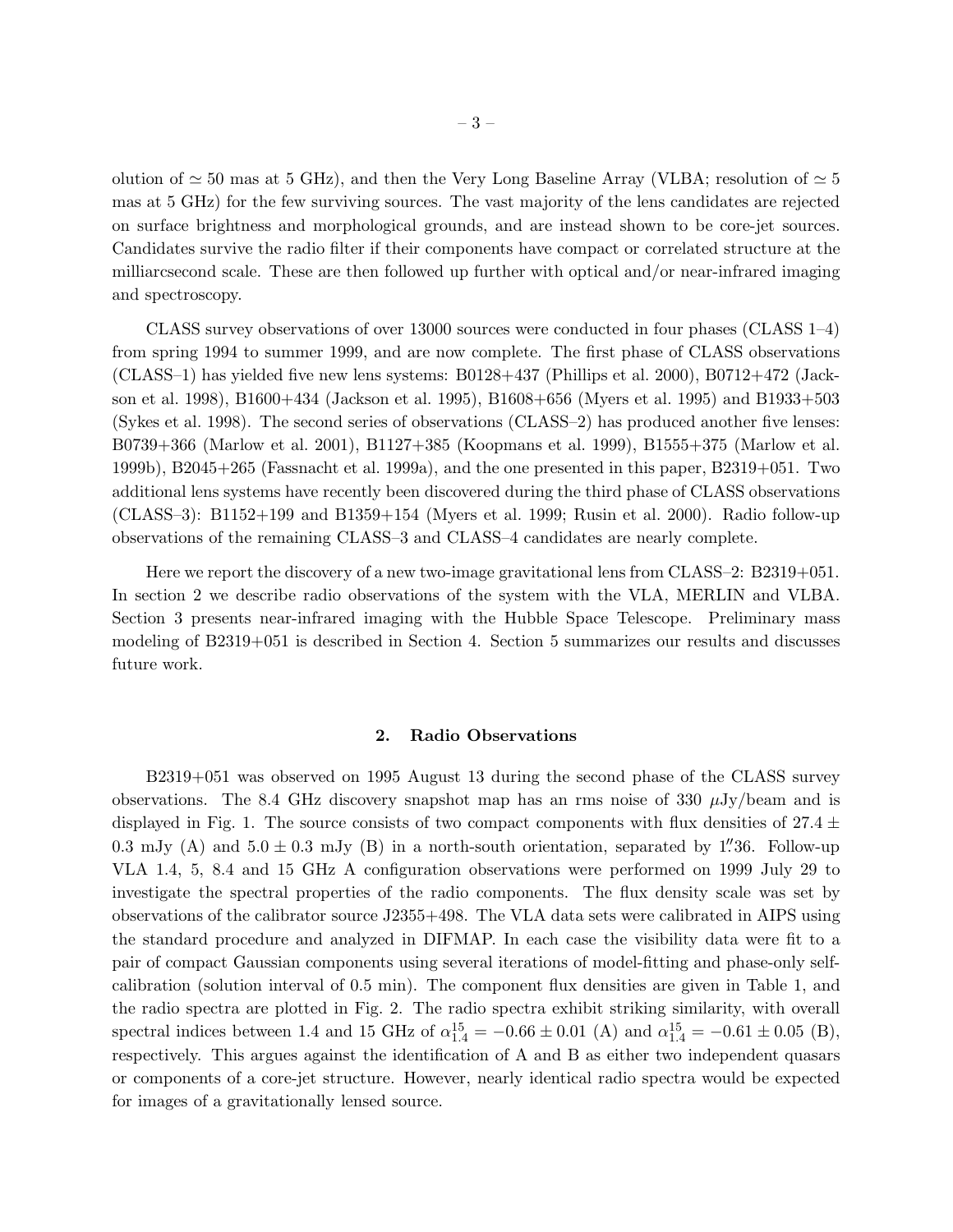olution of $\simeq 50$ mas at 5 GHz), and then the Very Long Baseline Array (VLBA; resolution of $\simeq 5$ mas at 5 GHz) for the few surviving sources. The vast majority of the lens candidates are rejected on surface brightness and morphological grounds, and are instead shown to be core-jet sources. Candidates survive the radio filter if their components have compact or correlated structure at the milliarcsecond scale. These are then followed up further with optical and/or near-infrared imaging and spectroscopy.

CLASS survey observations of over 13000 sources were conducted in four phases (CLASS 1–4) from spring 1994 to summer 1999, and are now complete. The first phase of CLASS observations (CLASS–1) has yielded five new lens systems: B0128+437 (Phillips et al. 2000), B0712+472 (Jackson et al. 1998), B1600+434 (Jackson et al. 1995), B1608+656 (Myers et al. 1995) and B1933+503 (Sykes et al. 1998). The second series of observations (CLASS–2) has produced another five lenses: B0739+366 (Marlow et al. 2001), B1127+385 (Koopmans et al. 1999), B1555+375 (Marlow et al. 1999b), B2045+265 (Fassnacht et al. 1999a), and the one presented in this paper, B2319+051. Two additional lens systems have recently been discovered during the third phase of CLASS observations (CLASS–3): B1152+199 and B1359+154 (Myers et al. 1999; Rusin et al. 2000). Radio follow-up observations of the remaining CLASS–3 and CLASS–4 candidates are nearly complete.

Here we report the discovery of a new two-image gravitational lens from CLASS–2: B2319+051. In section 2 we describe radio observations of the system with the VLA, MERLIN and VLBA. Section 3 presents near-infrared imaging with the Hubble Space Telescope. Preliminary mass modeling of B2319+051 is described in Section 4. Section 5 summarizes our results and discusses future work.

## 2. Radio Observations

B2319+051 was observed on 1995 August 13 during the second phase of the CLASS survey observations. The 8.4 GHz discovery snapshot map has an rms noise of 330 $\mu$Jy/beam and is displayed in Fig. 1. The source consists of two compact components with flux densities of $27.4 \pm 0.3$ mJy (A) and $5.0 \pm 0.3$ mJy (B) in a north-south orientation, separated by $1\farcs36$. Follow-up VLA 1.4, 5, 8.4 and 15 GHz A configuration observations were performed on 1999 July 29 to investigate the spectral properties of the radio components. The flux density scale was set by observations of the calibrator source J2355+498. The VLA data sets were calibrated in AIPS using the standard procedure and analyzed in DIFMAP. In each case the visibility data were fit to a pair of compact Gaussian components using several iterations of model-fitting and phase-only self-calibration (solution interval of 0.5 min). The component flux densities are given in Table 1, and the radio spectra are plotted in Fig. 2. The radio spectra exhibit striking similarity, with overall spectral indices between 1.4 and 15 GHz of $\alpha_{1.4}^{15} = -0.66 \pm 0.01$ (A) and $\alpha_{1.4}^{15} = -0.61 \pm 0.05$ (B), respectively. This argues against the identification of A and B as either two independent quasars or components of a core-jet structure. However, nearly identical radio spectra would be expected for images of a gravitationally lensed source.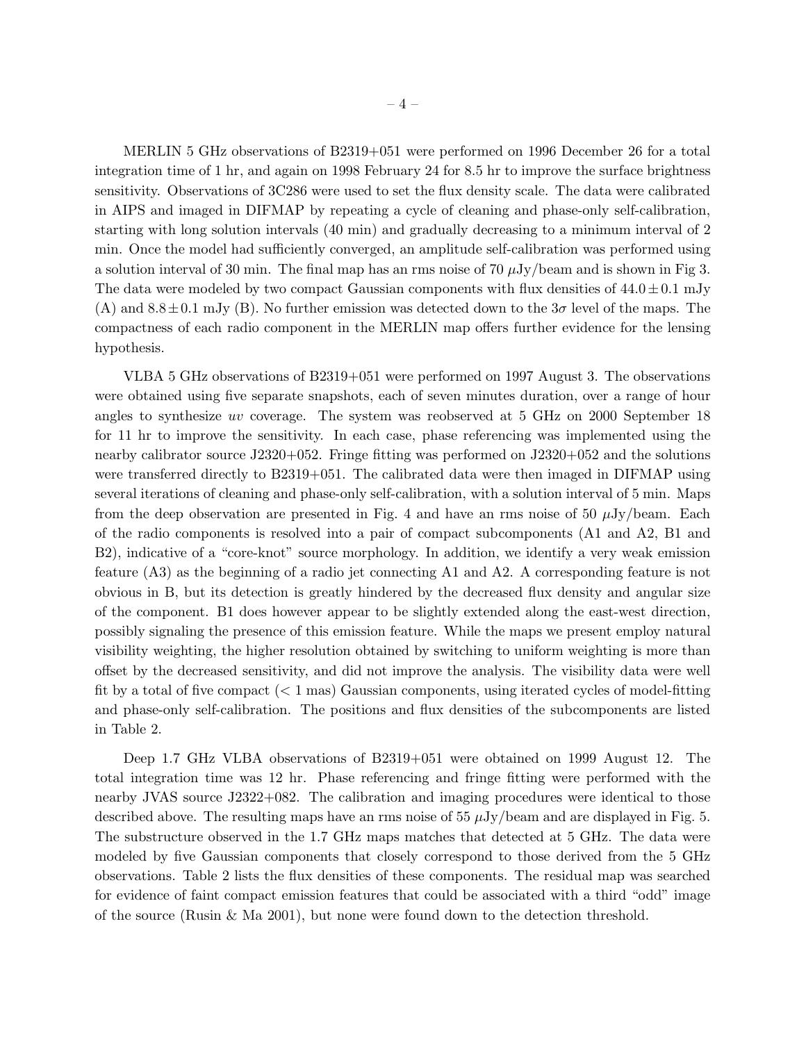MERLIN 5 GHz observations of B2319+051 were performed on 1996 December 26 for a total integration time of 1 hr, and again on 1998 February 24 for 8.5 hr to improve the surface brightness sensitivity. Observations of 3C286 were used to set the flux density scale. The data were calibrated in AIPS and imaged in DIFMAP by repeating a cycle of cleaning and phase-only self-calibration, starting with long solution intervals (40 min) and gradually decreasing to a minimum interval of 2 min. Once the model had sufficiently converged, an amplitude self-calibration was performed using a solution interval of 30 min. The final map has an rms noise of 70 $\mu$Jy/beam and is shown in Fig 3. The data were modeled by two compact Gaussian components with flux densities of $44.0 \pm 0.1$ mJy (A) and $8.8 \pm 0.1$ mJy (B). No further emission was detected down to the $3\sigma$ level of the maps. The compactness of each radio component in the MERLIN map offers further evidence for the lensing hypothesis.

VLBA 5 GHz observations of B2319+051 were performed on 1997 August 3. The observations were obtained using five separate snapshots, each of seven minutes duration, over a range of hour angles to synthesize *uv* coverage. The system was reobserved at 5 GHz on 2000 September 18 for 11 hr to improve the sensitivity. In each case, phase referencing was implemented using the nearby calibrator source J2320+052. Fringe fitting was performed on J2320+052 and the solutions were transferred directly to B2319+051. The calibrated data were then imaged in DIFMAP using several iterations of cleaning and phase-only self-calibration, with a solution interval of 5 min. Maps from the deep observation are presented in Fig. 4 and have an rms noise of 50 $\mu$Jy/beam. Each of the radio components is resolved into a pair of compact subcomponents (A1 and A2, B1 and B2), indicative of a "core-knot" source morphology. In addition, we identify a very weak emission feature (A3) as the beginning of a radio jet connecting A1 and A2. A corresponding feature is not obvious in B, but its detection is greatly hindered by the decreased flux density and angular size of the component. B1 does however appear to be slightly extended along the east-west direction, possibly signaling the presence of this emission feature. While the maps we present employ natural visibility weighting, the higher resolution obtained by switching to uniform weighting is more than offset by the decreased sensitivity, and did not improve the analysis. The visibility data were well fit by a total of five compact ($< 1$ mas) Gaussian components, using iterated cycles of model-fitting and phase-only self-calibration. The positions and flux densities of the subcomponents are listed in Table 2.

Deep 1.7 GHz VLBA observations of B2319+051 were obtained on 1999 August 12. The total integration time was 12 hr. Phase referencing and fringe fitting were performed with the nearby JVAS source J2322+082. The calibration and imaging procedures were identical to those described above. The resulting maps have an rms noise of 55 $\mu$Jy/beam and are displayed in Fig. 5. The substructure observed in the 1.7 GHz maps matches that detected at 5 GHz. The data were modeled by five Gaussian components that closely correspond to those derived from the 5 GHz observations. Table 2 lists the flux densities of these components. The residual map was searched for evidence of faint compact emission features that could be associated with a third "odd" image of the source (Rusin & Ma 2001), but none were found down to the detection threshold.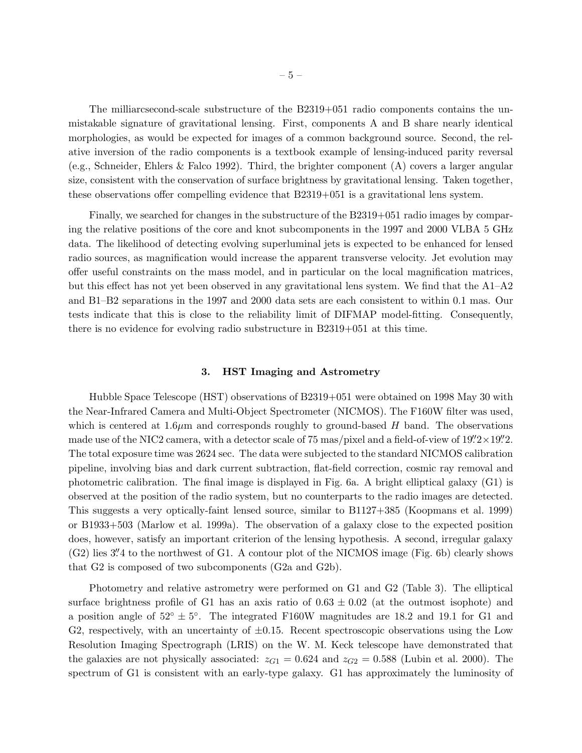The milliarcsecond-scale substructure of the B2319+051 radio components contains the unmistakable signature of gravitational lensing. First, components A and B share nearly identical morphologies, as would be expected for images of a common background source. Second, the relative inversion of the radio components is a textbook example of lensing-induced parity reversal (e.g., Schneider, Ehlers & Falco 1992). Third, the brighter component (A) covers a larger angular size, consistent with the conservation of surface brightness by gravitational lensing. Taken together, these observations offer compelling evidence that B2319+051 is a gravitational lens system.

Finally, we searched for changes in the substructure of the B2319+051 radio images by comparing the relative positions of the core and knot subcomponents in the 1997 and 2000 VLBA 5 GHz data. The likelihood of detecting evolving superluminal jets is expected to be enhanced for lensed radio sources, as magnification would increase the apparent transverse velocity. Jet evolution may offer useful constraints on the mass model, and in particular on the local magnification matrices, but this effect has not yet been observed in any gravitational lens system. We find that the A1–A2 and B1–B2 separations in the 1997 and 2000 data sets are each consistent to within 0.1 mas. Our tests indicate that this is close to the reliability limit of DIFMAP model-fitting. Consequently, there is no evidence for evolving radio substructure in B2319+051 at this time.

## 3. HST Imaging and Astrometry

Hubble Space Telescope (HST) observations of B2319+051 were obtained on 1998 May 30 with the Near-Infrared Camera and Multi-Object Spectrometer (NICMOS). The F160W filter was used, which is centered at $1.6\mu$m and corresponds roughly to ground-based $H$ band. The observations made use of the NIC2 camera, with a detector scale of 75 mas/pixel and a field-of-view of $19''.2 \times 19''.2$. The total exposure time was 2624 sec. The data were subjected to the standard NICMOS calibration pipeline, involving bias and dark current subtraction, flat-field correction, cosmic ray removal and photometric calibration. The final image is displayed in Fig. 6a. A bright elliptical galaxy (G1) is observed at the position of the radio system, but no counterparts to the radio images are detected. This suggests a very optically-faint lensed source, similar to B1127+385 (Koopmans et al. 1999) or B1933+503 (Marlow et al. 1999a). The observation of a galaxy close to the expected position does, however, satisfy an important criterion of the lensing hypothesis. A second, irregular galaxy (G2) lies $3''.4$ to the northwest of G1. A contour plot of the NICMOS image (Fig. 6b) clearly shows that G2 is composed of two subcomponents (G2a and G2b).

Photometry and relative astrometry were performed on G1 and G2 (Table 3). The elliptical surface brightness profile of G1 has an axis ratio of $0.63 \pm 0.02$ (at the outmost isophote) and a position angle of $52^\circ \pm 5^\circ$. The integrated F160W magnitudes are 18.2 and 19.1 for G1 and G2, respectively, with an uncertainty of $\pm 0.15$. Recent spectroscopic observations using the Low Resolution Imaging Spectrograph (LRIS) on the W. M. Keck telescope have demonstrated that the galaxies are not physically associated: $z_{G1} = 0.624$ and $z_{G2} = 0.588$ (Lubin et al. 2000). The spectrum of G1 is consistent with an early-type galaxy. G1 has approximately the luminosity of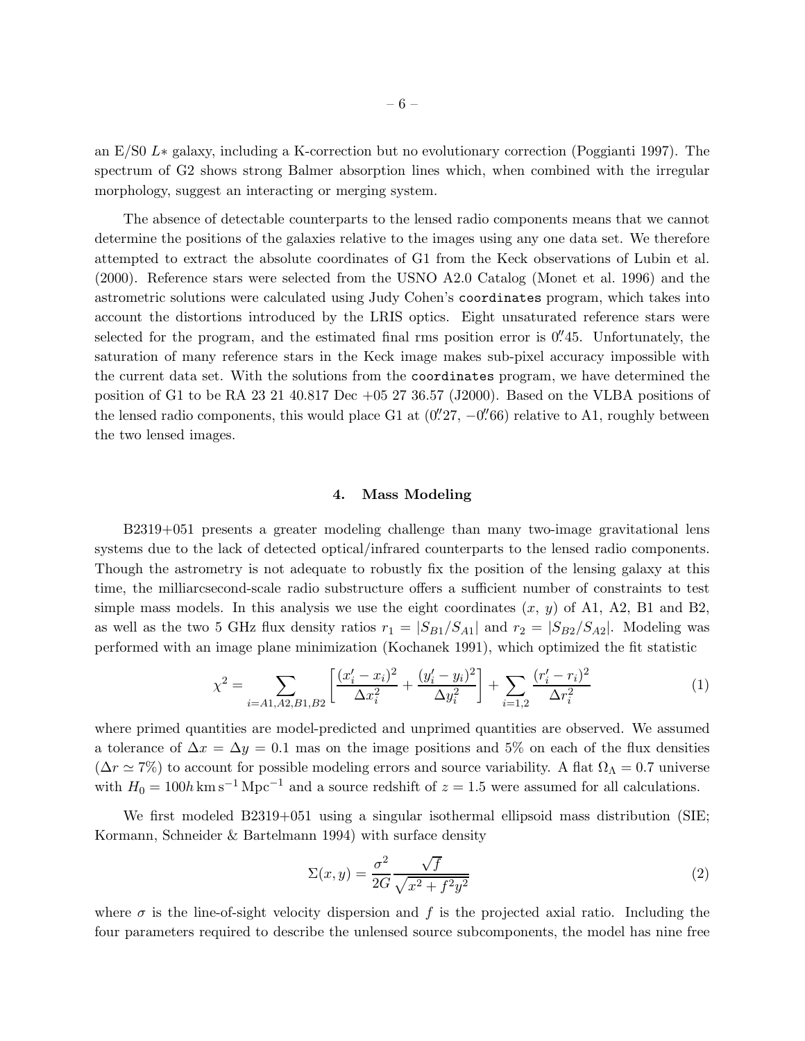an E/S0 $L*$ galaxy, including a K-correction but no evolutionary correction (Poggianti 1997). The spectrum of G2 shows strong Balmer absorption lines which, when combined with the irregular morphology, suggest an interacting or merging system.

The absence of detectable counterparts to the lensed radio components means that we cannot determine the positions of the galaxies relative to the images using any one data set. We therefore attempted to extract the absolute coordinates of G1 from the Keck observations of Lubin et al. (2000). Reference stars were selected from the USNO A2.0 Catalog (Monet et al. 1996) and the astrometric solutions were calculated using Judy Cohen's `coordinates` program, which takes into account the distortions introduced by the LRIS optics. Eight unsaturated reference stars were selected for the program, and the estimated final rms position error is 0.″45. Unfortunately, the saturation of many reference stars in the Keck image makes sub-pixel accuracy impossible with the current data set. With the solutions from the `coordinates` program, we have determined the position of G1 to be RA 23 21 40.817 Dec +05 27 36.57 (J2000). Based on the VLBA positions of the lensed radio components, this would place G1 at (0.″27, −0.″66) relative to A1, roughly between the two lensed images.

## 4. Mass Modeling

B2319+051 presents a greater modeling challenge than many two-image gravitational lens systems due to the lack of detected optical/infrared counterparts to the lensed radio components. Though the astrometry is not adequate to robustly fix the position of the lensing galaxy at this time, the milliarcsecond-scale radio substructure offers a sufficient number of constraints to test simple mass models. In this analysis we use the eight coordinates ($x$, $y$) of A1, A2, B1 and B2, as well as the two 5 GHz flux density ratios $r_1 = |S_{B1}/S_{A1}|$ and $r_2 = |S_{B2}/S_{A2}|$. Modeling was performed with an image plane minimization (Kochanek 1991), which optimized the fit statistic

$$\chi^2 = \sum_{i=A1,A2,B1,B2} \left[ \frac{(x_i' - x_i)^2}{\Delta x_i^2} + \frac{(y_i' - y_i)^2}{\Delta y_i^2} \right] + \sum_{i=1,2} \frac{(r_i' - r_i)^2}{\Delta r_i^2} \tag{1}$$

where primed quantities are model-predicted and unprimed quantities are observed. We assumed a tolerance of $\Delta x = \Delta y = 0.1$ mas on the image positions and 5% on each of the flux densities ($\Delta r \simeq 7\%$) to account for possible modeling errors and source variability. A flat $\Omega_\Lambda = 0.7$ universe with $H_0 = 100h\,\mathrm{km\,s^{-1}\,Mpc^{-1}}$ and a source redshift of $z = 1.5$ were assumed for all calculations.

We first modeled B2319+051 using a singular isothermal ellipsoid mass distribution (SIE; Kormann, Schneider & Bartelmann 1994) with surface density

$$\Sigma(x, y) = \frac{\sigma^2}{2G} \frac{\sqrt{f}}{\sqrt{x^2 + f^2 y^2}} \tag{2}$$

where $\sigma$ is the line-of-sight velocity dispersion and $f$ is the projected axial ratio. Including the four parameters required to describe the unlensed source subcomponents, the model has nine free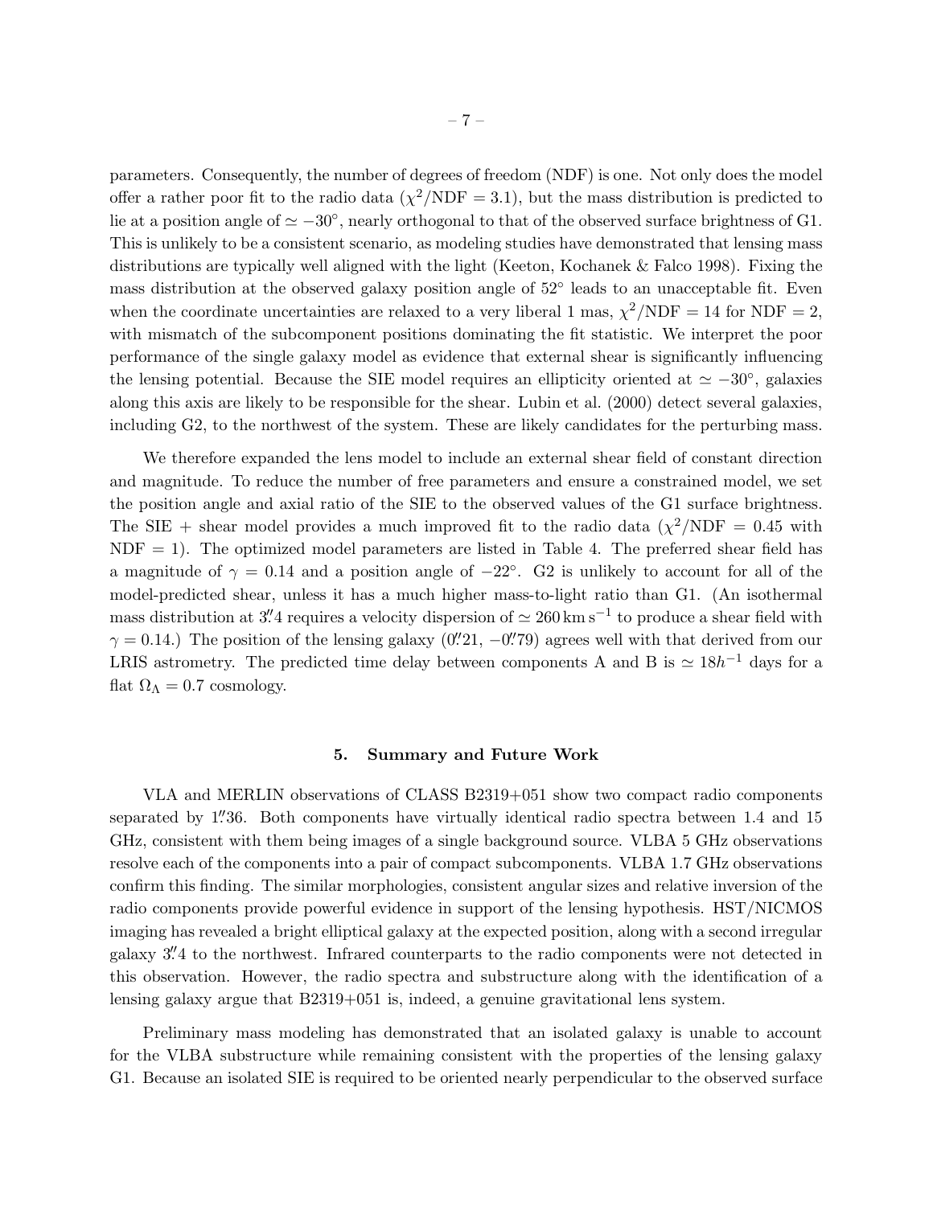parameters. Consequently, the number of degrees of freedom (NDF) is one. Not only does the model offer a rather poor fit to the radio data ($\chi^2/\mathrm{NDF} = 3.1$), but the mass distribution is predicted to lie at a position angle of $\simeq -30°$, nearly orthogonal to that of the observed surface brightness of G1. This is unlikely to be a consistent scenario, as modeling studies have demonstrated that lensing mass distributions are typically well aligned with the light (Keeton, Kochanek & Falco 1998). Fixing the mass distribution at the observed galaxy position angle of 52° leads to an unacceptable fit. Even when the coordinate uncertainties are relaxed to a very liberal 1 mas, $\chi^2/\mathrm{NDF} = 14$ for NDF = 2, with mismatch of the subcomponent positions dominating the fit statistic. We interpret the poor performance of the single galaxy model as evidence that external shear is significantly influencing the lensing potential. Because the SIE model requires an ellipticity oriented at $\simeq -30°$, galaxies along this axis are likely to be responsible for the shear. Lubin et al. (2000) detect several galaxies, including G2, to the northwest of the system. These are likely candidates for the perturbing mass.

We therefore expanded the lens model to include an external shear field of constant direction and magnitude. To reduce the number of free parameters and ensure a constrained model, we set the position angle and axial ratio of the SIE to the observed values of the G1 surface brightness. The SIE + shear model provides a much improved fit to the radio data ($\chi^2/\mathrm{NDF} = 0.45$ with NDF = 1). The optimized model parameters are listed in Table 4. The preferred shear field has a magnitude of $\gamma = 0.14$ and a position angle of $-22°$. G2 is unlikely to account for all of the model-predicted shear, unless it has a much higher mass-to-light ratio than G1. (An isothermal mass distribution at 3.″4 requires a velocity dispersion of $\simeq 260\,\mathrm{km\,s^{-1}}$ to produce a shear field with $\gamma = 0.14$.) The position of the lensing galaxy (0.″21, −0.″79) agrees well with that derived from our LRIS astrometry. The predicted time delay between components A and B is $\simeq 18h^{-1}$ days for a flat $\Omega_\Lambda = 0.7$ cosmology.

## 5. Summary and Future Work

VLA and MERLIN observations of CLASS B2319+051 show two compact radio components separated by 1.″36. Both components have virtually identical radio spectra between 1.4 and 15 GHz, consistent with them being images of a single background source. VLBA 5 GHz observations resolve each of the components into a pair of compact subcomponents. VLBA 1.7 GHz observations confirm this finding. The similar morphologies, consistent angular sizes and relative inversion of the radio components provide powerful evidence in support of the lensing hypothesis. HST/NICMOS imaging has revealed a bright elliptical galaxy at the expected position, along with a second irregular galaxy 3.″4 to the northwest. Infrared counterparts to the radio components were not detected in this observation. However, the radio spectra and substructure along with the identification of a lensing galaxy argue that B2319+051 is, indeed, a genuine gravitational lens system.

Preliminary mass modeling has demonstrated that an isolated galaxy is unable to account for the VLBA substructure while remaining consistent with the properties of the lensing galaxy G1. Because an isolated SIE is required to be oriented nearly perpendicular to the observed surface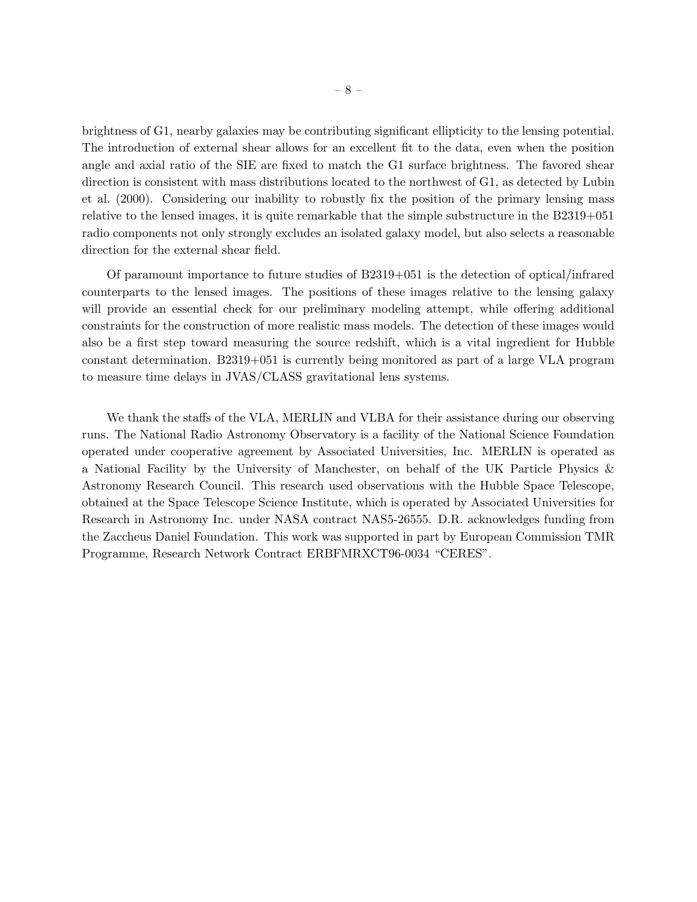brightness of G1, nearby galaxies may be contributing significant ellipticity to the lensing potential. The introduction of external shear allows for an excellent fit to the data, even when the position angle and axial ratio of the SIE are fixed to match the G1 surface brightness. The favored shear direction is consistent with mass distributions located to the northwest of G1, as detected by Lubin et al. (2000). Considering our inability to robustly fix the position of the primary lensing mass relative to the lensed images, it is quite remarkable that the simple substructure in the B2319+051 radio components not only strongly excludes an isolated galaxy model, but also selects a reasonable direction for the external shear field.

Of paramount importance to future studies of B2319+051 is the detection of optical/infrared counterparts to the lensed images. The positions of these images relative to the lensing galaxy will provide an essential check for our preliminary modeling attempt, while offering additional constraints for the construction of more realistic mass models. The detection of these images would also be a first step toward measuring the source redshift, which is a vital ingredient for Hubble constant determination. B2319+051 is currently being monitored as part of a large VLA program to measure time delays in JVAS/CLASS gravitational lens systems.

We thank the staffs of the VLA, MERLIN and VLBA for their assistance during our observing runs. The National Radio Astronomy Observatory is a facility of the National Science Foundation operated under cooperative agreement by Associated Universities, Inc. MERLIN is operated as a National Facility by the University of Manchester, on behalf of the UK Particle Physics & Astronomy Research Council. This research used observations with the Hubble Space Telescope, obtained at the Space Telescope Science Institute, which is operated by Associated Universities for Research in Astronomy Inc. under NASA contract NAS5-26555. D.R. acknowledges funding from the Zaccheus Daniel Foundation. This work was supported in part by European Commission TMR Programme, Research Network Contract ERBFMRXCT96-0034 "CERES".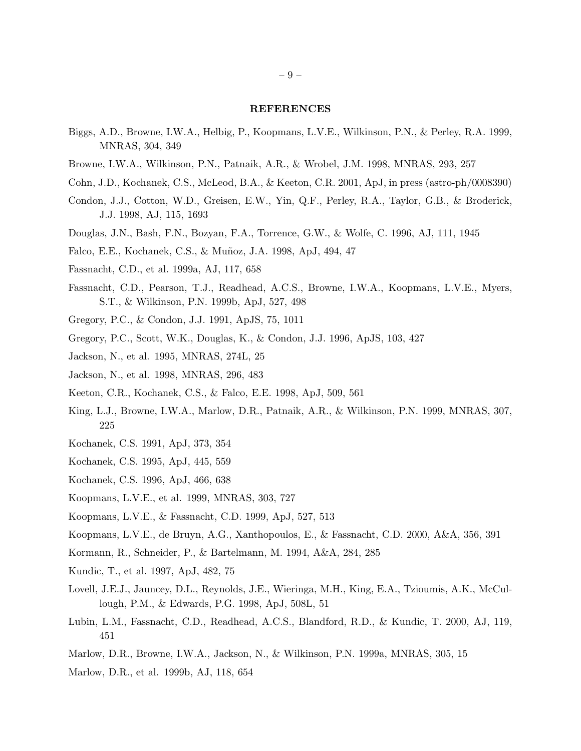## REFERENCES

Biggs, A.D., Browne, I.W.A., Helbig, P., Koopmans, L.V.E., Wilkinson, P.N., & Perley, R.A. 1999, MNRAS, 304, 349

Browne, I.W.A., Wilkinson, P.N., Patnaik, A.R., & Wrobel, J.M. 1998, MNRAS, 293, 257

Cohn, J.D., Kochanek, C.S., McLeod, B.A., & Keeton, C.R. 2001, ApJ, in press (astro-ph/0008390)

Condon, J.J., Cotton, W.D., Greisen, E.W., Yin, Q.F., Perley, R.A., Taylor, G.B., & Broderick, J.J. 1998, AJ, 115, 1693

Douglas, J.N., Bash, F.N., Bozyan, F.A., Torrence, G.W., & Wolfe, C. 1996, AJ, 111, 1945

Falco, E.E., Kochanek, C.S., & Muñoz, J.A. 1998, ApJ, 494, 47

Fassnacht, C.D., et al. 1999a, AJ, 117, 658

Fassnacht, C.D., Pearson, T.J., Readhead, A.C.S., Browne, I.W.A., Koopmans, L.V.E., Myers, S.T., & Wilkinson, P.N. 1999b, ApJ, 527, 498

Gregory, P.C., & Condon, J.J. 1991, ApJS, 75, 1011

Gregory, P.C., Scott, W.K., Douglas, K., & Condon, J.J. 1996, ApJS, 103, 427

Jackson, N., et al. 1995, MNRAS, 274L, 25

Jackson, N., et al. 1998, MNRAS, 296, 483

Keeton, C.R., Kochanek, C.S., & Falco, E.E. 1998, ApJ, 509, 561

King, L.J., Browne, I.W.A., Marlow, D.R., Patnaik, A.R., & Wilkinson, P.N. 1999, MNRAS, 307, 225

Kochanek, C.S. 1991, ApJ, 373, 354

Kochanek, C.S. 1995, ApJ, 445, 559

Kochanek, C.S. 1996, ApJ, 466, 638

Koopmans, L.V.E., et al. 1999, MNRAS, 303, 727

Koopmans, L.V.E., & Fassnacht, C.D. 1999, ApJ, 527, 513

Koopmans, L.V.E., de Bruyn, A.G., Xanthopoulos, E., & Fassnacht, C.D. 2000, A&A, 356, 391

Kormann, R., Schneider, P., & Bartelmann, M. 1994, A&A, 284, 285

Kundic, T., et al. 1997, ApJ, 482, 75

Lovell, J.E.J., Jauncey, D.L., Reynolds, J.E., Wieringa, M.H., King, E.A., Tzioumis, A.K., McCullough, P.M., & Edwards, P.G. 1998, ApJ, 508L, 51

Lubin, L.M., Fassnacht, C.D., Readhead, A.C.S., Blandford, R.D., & Kundic, T. 2000, AJ, 119, 451

Marlow, D.R., Browne, I.W.A., Jackson, N., & Wilkinson, P.N. 1999a, MNRAS, 305, 15

Marlow, D.R., et al. 1999b, AJ, 118, 654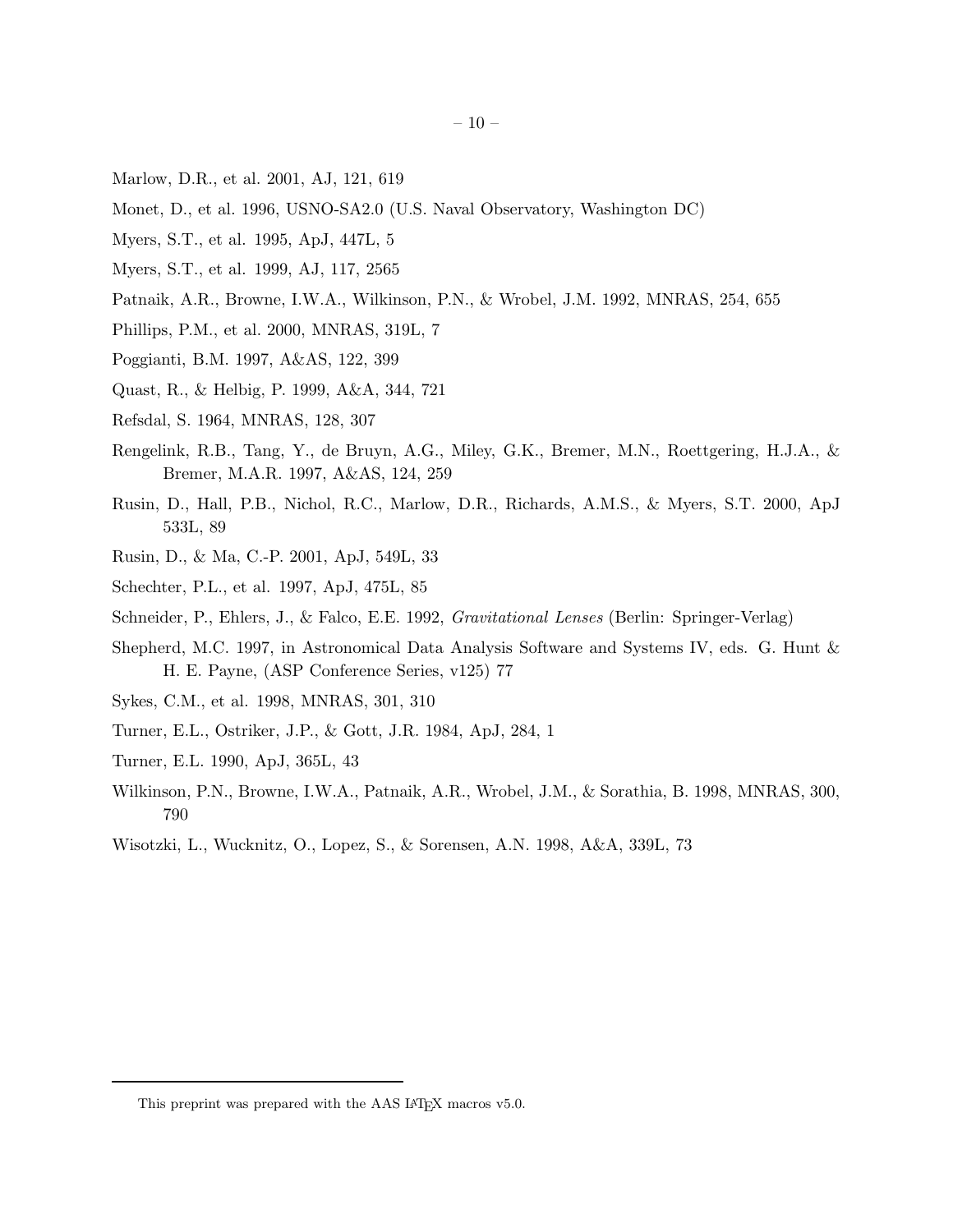Marlow, D.R., et al. 2001, AJ, 121, 619

Monet, D., et al. 1996, USNO-SA2.0 (U.S. Naval Observatory, Washington DC)

Myers, S.T., et al. 1995, ApJ, 447L, 5

Myers, S.T., et al. 1999, AJ, 117, 2565

Patnaik, A.R., Browne, I.W.A., Wilkinson, P.N., & Wrobel, J.M. 1992, MNRAS, 254, 655

Phillips, P.M., et al. 2000, MNRAS, 319L, 7

Poggianti, B.M. 1997, A&AS, 122, 399

Quast, R., & Helbig, P. 1999, A&A, 344, 721

Refsdal, S. 1964, MNRAS, 128, 307

Rengelink, R.B., Tang, Y., de Bruyn, A.G., Miley, G.K., Bremer, M.N., Roettgering, H.J.A., & Bremer, M.A.R. 1997, A&AS, 124, 259

Rusin, D., Hall, P.B., Nichol, R.C., Marlow, D.R., Richards, A.M.S., & Myers, S.T. 2000, ApJ 533L, 89

Rusin, D., & Ma, C.-P. 2001, ApJ, 549L, 33

Schechter, P.L., et al. 1997, ApJ, 475L, 85

Schneider, P., Ehlers, J., & Falco, E.E. 1992, *Gravitational Lenses* (Berlin: Springer-Verlag)

Shepherd, M.C. 1997, in Astronomical Data Analysis Software and Systems IV, eds. G. Hunt & H. E. Payne, (ASP Conference Series, v125) 77

Sykes, C.M., et al. 1998, MNRAS, 301, 310

Turner, E.L., Ostriker, J.P., & Gott, J.R. 1984, ApJ, 284, 1

Turner, E.L. 1990, ApJ, 365L, 43

Wilkinson, P.N., Browne, I.W.A., Patnaik, A.R., Wrobel, J.M., & Sorathia, B. 1998, MNRAS, 300, 790

Wisotzki, L., Wucknitz, O., Lopez, S., & Sorensen, A.N. 1998, A&A, 339L, 73

This preprint was prepared with the AAS LaTeX macros v5.0.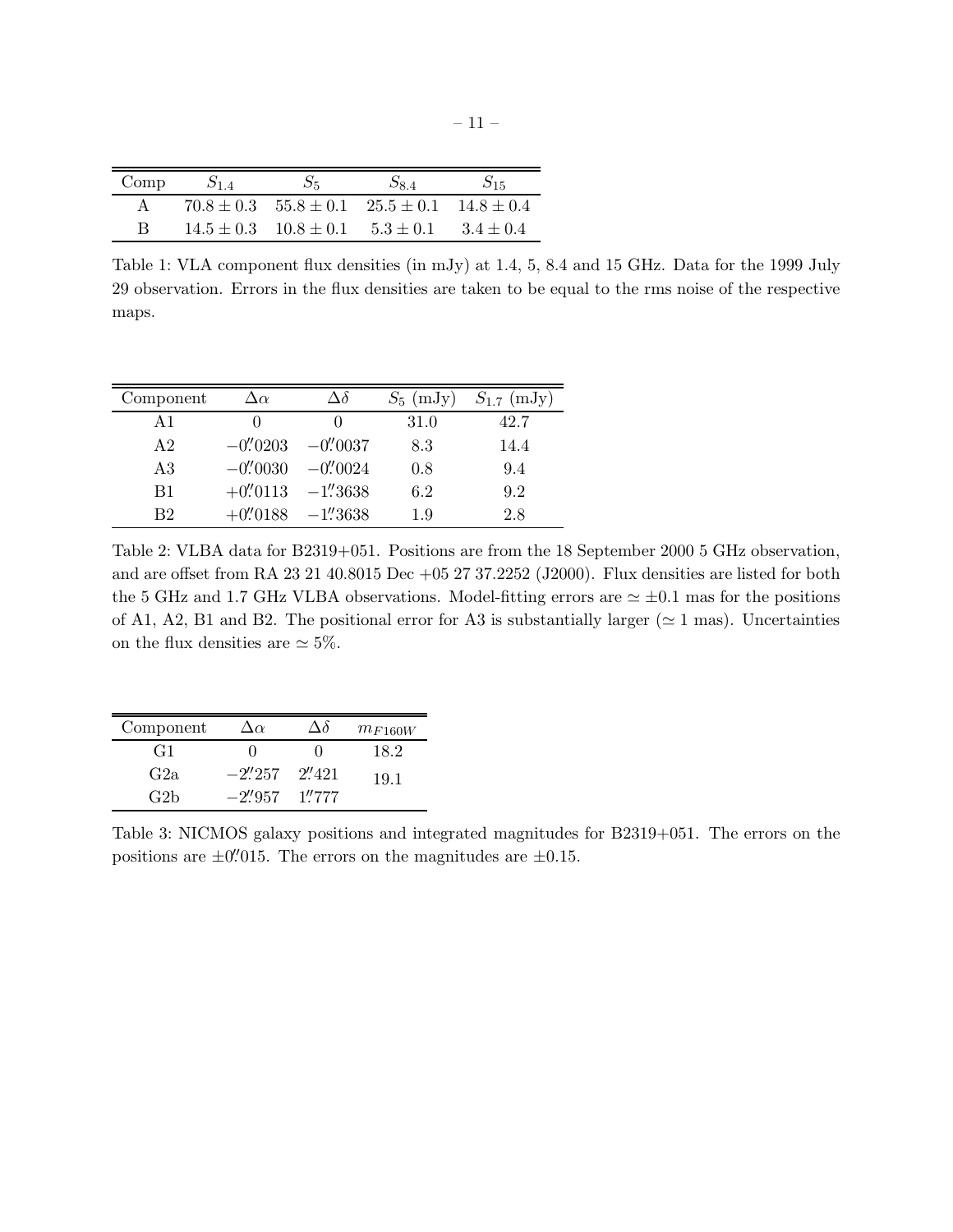| Comp | $S_{1.4}$ | $S_5$ | $S_{8.4}$ | $S_{15}$ |
|---|---|---|---|---|
| A | $70.8 \pm 0.3$ | $55.8 \pm 0.1$ | $25.5 \pm 0.1$ | $14.8 \pm 0.4$ |
| B | $14.5 \pm 0.3$ | $10.8 \pm 0.1$ | $5.3 \pm 0.1$ | $3.4 \pm 0.4$ |

Table 1: VLA component flux densities (in mJy) at 1.4, 5, 8.4 and 15 GHz. Data for the 1999 July 29 observation. Errors in the flux densities are taken to be equal to the rms noise of the respective maps.

| Component | $\Delta\alpha$ | $\Delta\delta$ | $S_5$ (mJy) | $S_{1.7}$ (mJy) |
|---|---|---|---|---|
| A1 | 0 | 0 | 31.0 | 42.7 |
| A2 | $-0''.0203$ | $-0''.0037$ | 8.3 | 14.4 |
| A3 | $-0''.0030$ | $-0''.0024$ | 0.8 | 9.4 |
| B1 | $+0''.0113$ | $-1''.3638$ | 6.2 | 9.2 |
| B2 | $+0''.0188$ | $-1''.3638$ | 1.9 | 2.8 |

Table 2: VLBA data for B2319+051. Positions are from the 18 September 2000 5 GHz observation, and are offset from RA 23 21 40.8015 Dec +05 27 37.2252 (J2000). Flux densities are listed for both the 5 GHz and 1.7 GHz VLBA observations. Model-fitting errors are $\simeq \pm 0.1$ mas for the positions of A1, A2, B1 and B2. The positional error for A3 is substantially larger ($\simeq 1$ mas). Uncertainties on the flux densities are $\simeq 5\%$.

| Component | $\Delta\alpha$ | $\Delta\delta$ | $m_{F160W}$ |
|---|---|---|---|
| G1 | 0 | 0 | 18.2 |
| G2a | $-2''.257$ | $2''.421$ | 19.1 |
| G2b | $-2''.957$ | $1''.777$ | |

Table 3: NICMOS galaxy positions and integrated magnitudes for B2319+051. The errors on the positions are $\pm 0''.015$. The errors on the magnitudes are $\pm 0.15$.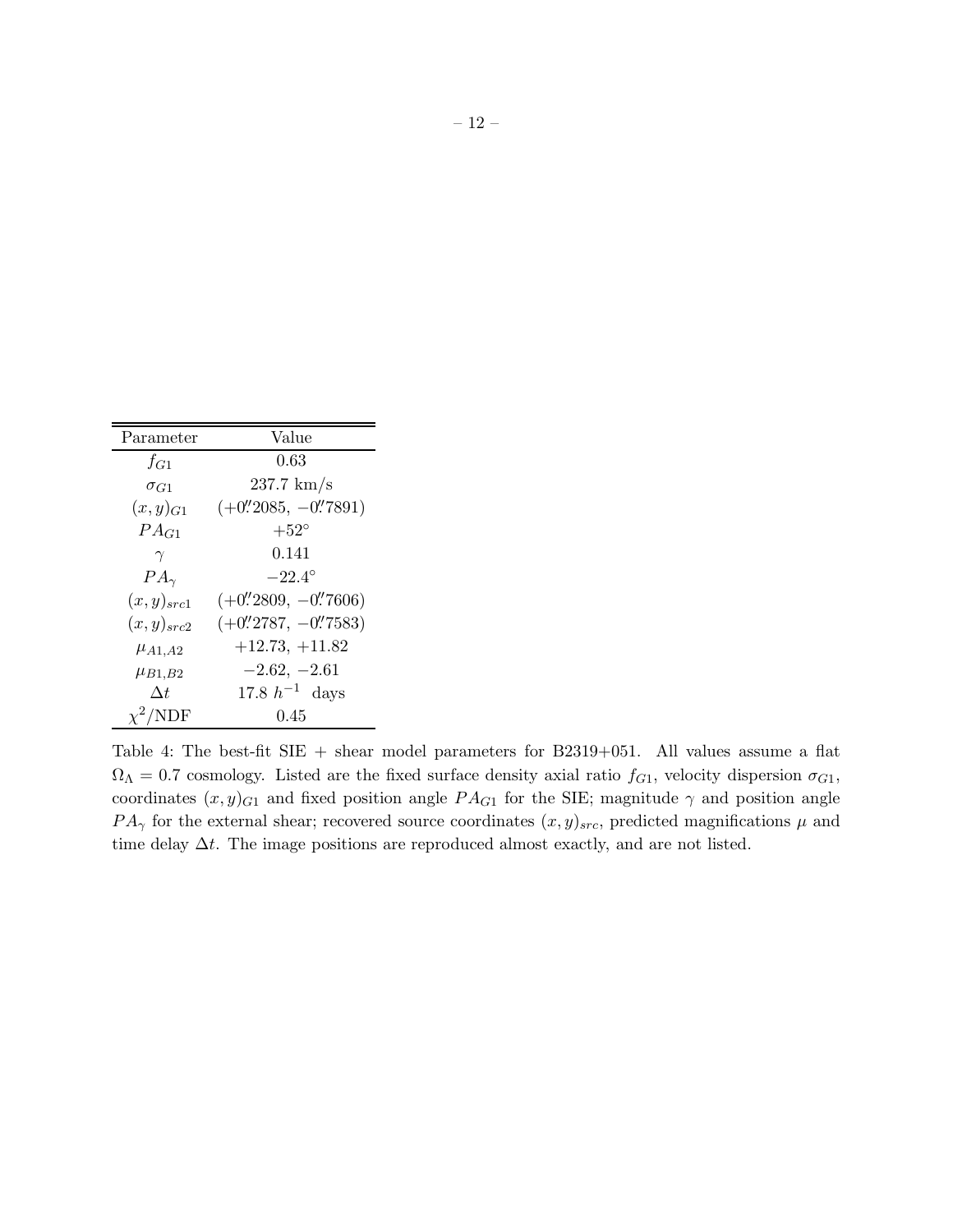| Parameter | Value |
|---|---|
| $f_{G1}$ | 0.63 |
| $\sigma_{G1}$ | 237.7 km/s |
| $(x, y)_{G1}$ | $(+0\overset{''}{.}2085,\ -0\overset{''}{.}7891)$ |
| $PA_{G1}$ | $+52^{\circ}$ |
| $\gamma$ | 0.141 |
| $PA_{\gamma}$ | $-22.4^{\circ}$ |
| $(x, y)_{src1}$ | $(+0\overset{''}{.}2809,\ -0\overset{''}{.}7606)$ |
| $(x, y)_{src2}$ | $(+0\overset{''}{.}2787,\ -0\overset{''}{.}7583)$ |
| $\mu_{A1,A2}$ | $+12.73,\ +11.82$ |
| $\mu_{B1,B2}$ | $-2.62,\ -2.61$ |
| $\Delta t$ | 17.8 $h^{-1}$ days |
| $\chi^2$/NDF | 0.45 |

Table 4: The best-fit SIE + shear model parameters for B2319+051. All values assume a flat $\Omega_\Lambda = 0.7$ cosmology. Listed are the fixed surface density axial ratio $f_{G1}$, velocity dispersion $\sigma_{G1}$, coordinates $(x, y)_{G1}$ and fixed position angle $PA_{G1}$ for the SIE; magnitude $\gamma$ and position angle $PA_\gamma$ for the external shear; recovered source coordinates $(x, y)_{src}$, predicted magnifications $\mu$ and time delay $\Delta t$. The image positions are reproduced almost exactly, and are not listed.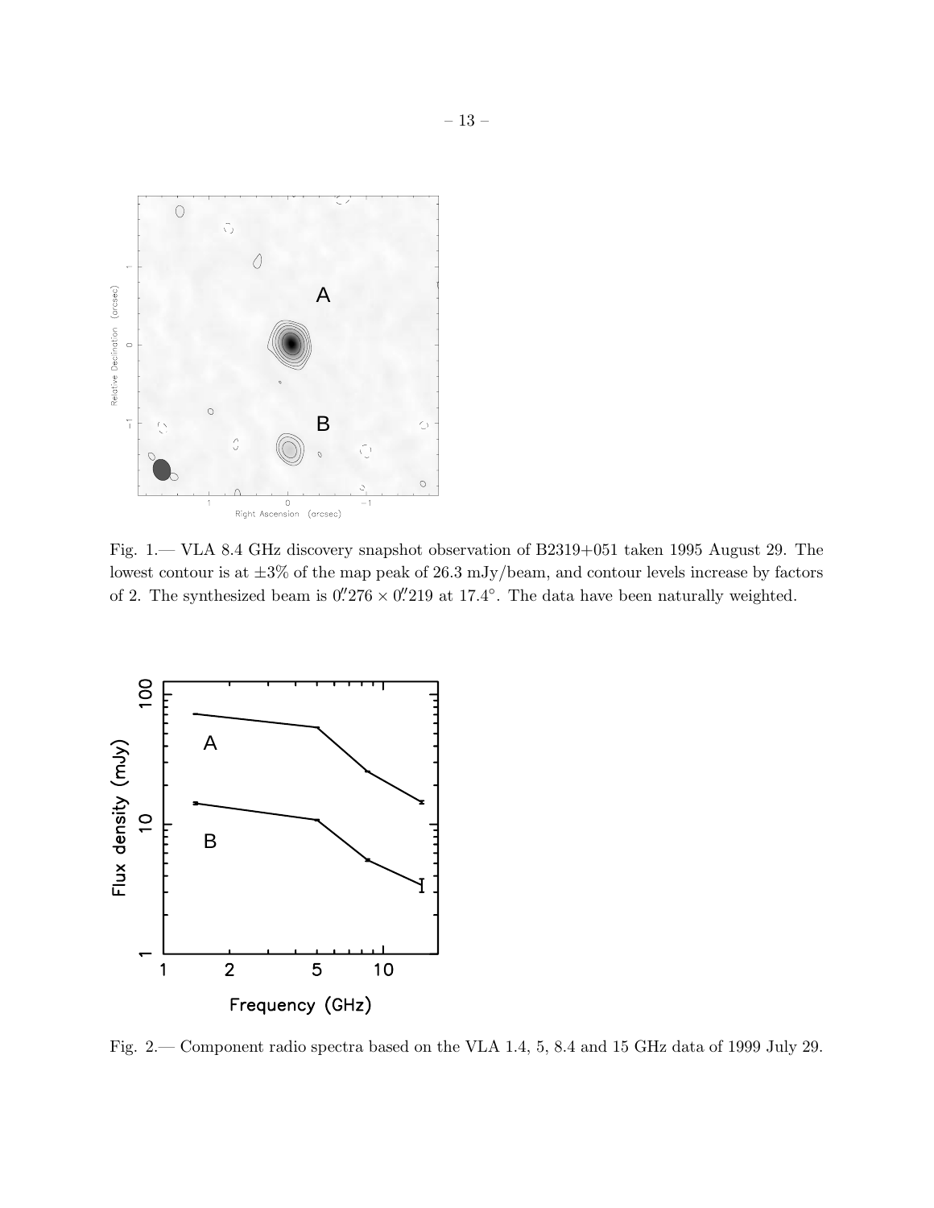Fig. 1.— VLA 8.4 GHz discovery snapshot observation of B2319+051 taken 1995 August 29. The lowest contour is at ±3% of the map peak of 26.3 mJy/beam, and contour levels increase by factors of 2. The synthesized beam is $0\farcs276 \times 0\farcs219$ at $17.4^\circ$. The data have been naturally weighted.

Fig. 2.— Component radio spectra based on the VLA 1.4, 5, 8.4 and 15 GHz data of 1999 July 29.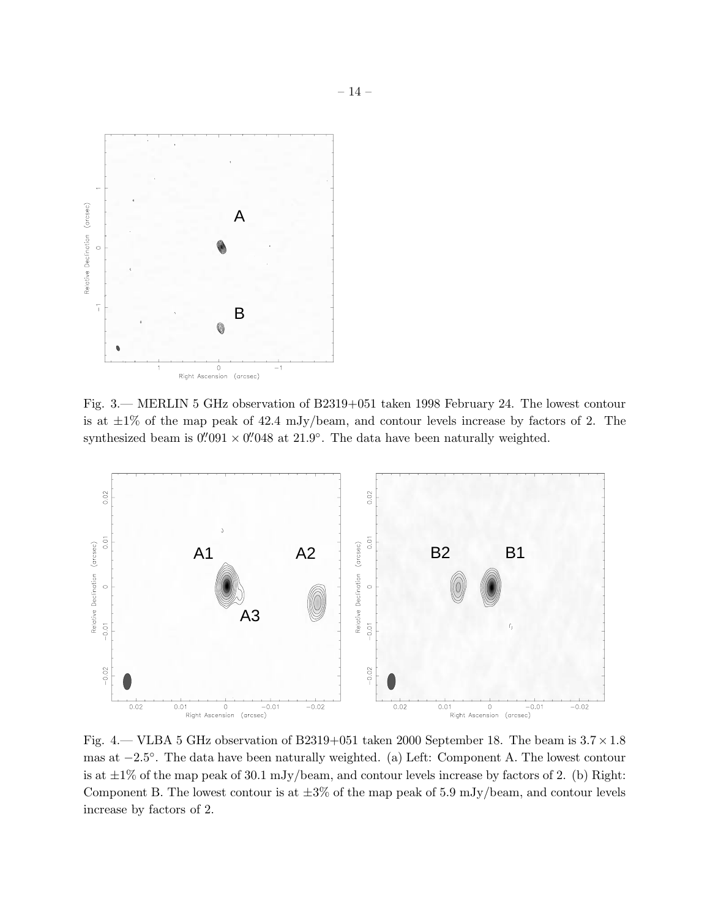Fig. 3.— MERLIN 5 GHz observation of B2319+051 taken 1998 February 24. The lowest contour is at $\pm 1\%$ of the map peak of 42.4 mJy/beam, and contour levels increase by factors of 2. The synthesized beam is $0\farcs091 \times 0\farcs048$ at $21.9^\circ$. The data have been naturally weighted.

Fig. 4.— VLBA 5 GHz observation of B2319+051 taken 2000 September 18. The beam is $3.7 \times 1.8$ mas at $-2.5^\circ$. The data have been naturally weighted. (a) Left: Component A. The lowest contour is at $\pm 1\%$ of the map peak of 30.1 mJy/beam, and contour levels increase by factors of 2. (b) Right: Component B. The lowest contour is at $\pm 3\%$ of the map peak of 5.9 mJy/beam, and contour levels increase by factors of 2.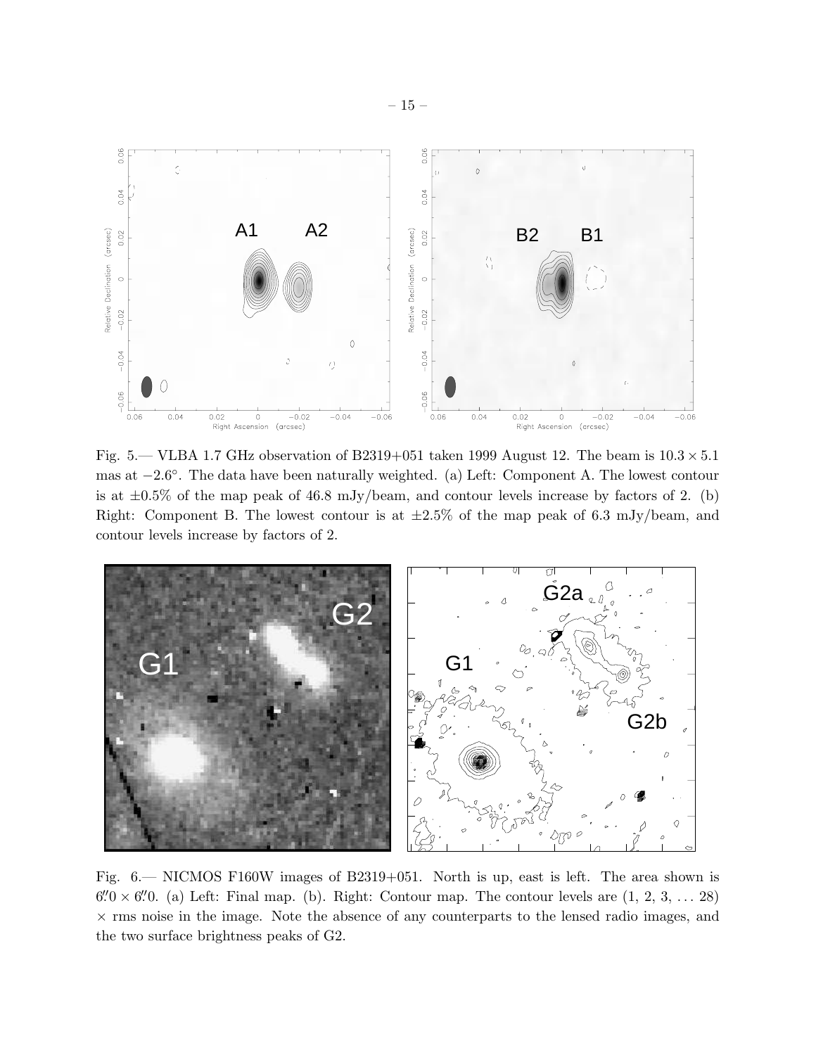Fig. 5.— VLBA 1.7 GHz observation of B2319+051 taken 1999 August 12. The beam is $10.3 \times 5.1$ mas at $-2.6^{\circ}$. The data have been naturally weighted. (a) Left: Component A. The lowest contour is at $\pm 0.5\%$ of the map peak of 46.8 mJy/beam, and contour levels increase by factors of 2. (b) Right: Component B. The lowest contour is at $\pm 2.5\%$ of the map peak of 6.3 mJy/beam, and contour levels increase by factors of 2.

Fig. 6.— NICMOS F160W images of B2319+051. North is up, east is left. The area shown is $6''.0 \times 6''.0$. (a) Left: Final map. (b). Right: Contour map. The contour levels are $(1, 2, 3, \ldots 28)$ $\times$ rms noise in the image. Note the absence of any counterparts to the lensed radio images, and the two surface brightness peaks of G2.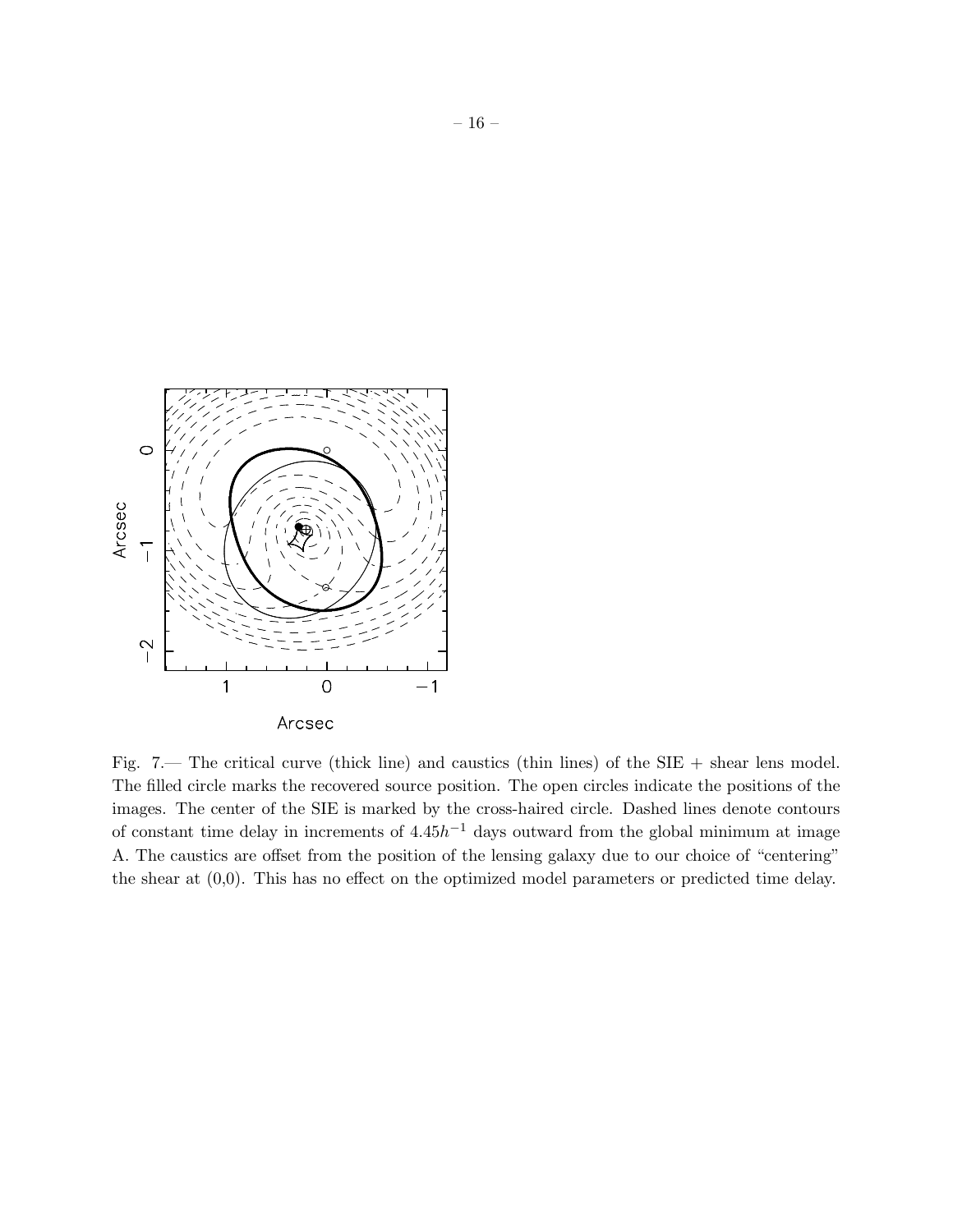Arcsec

0

−1

−2

1

0

−1

Arcsec

Fig. 7.— The critical curve (thick line) and caustics (thin lines) of the SIE + shear lens model. The filled circle marks the recovered source position. The open circles indicate the positions of the images. The center of the SIE is marked by the cross-haired circle. Dashed lines denote contours of constant time delay in increments of $4.45h^{-1}$ days outward from the global minimum at image A. The caustics are offset from the position of the lensing galaxy due to our choice of "centering" the shear at (0,0). This has no effect on the optimized model parameters or predicted time delay.